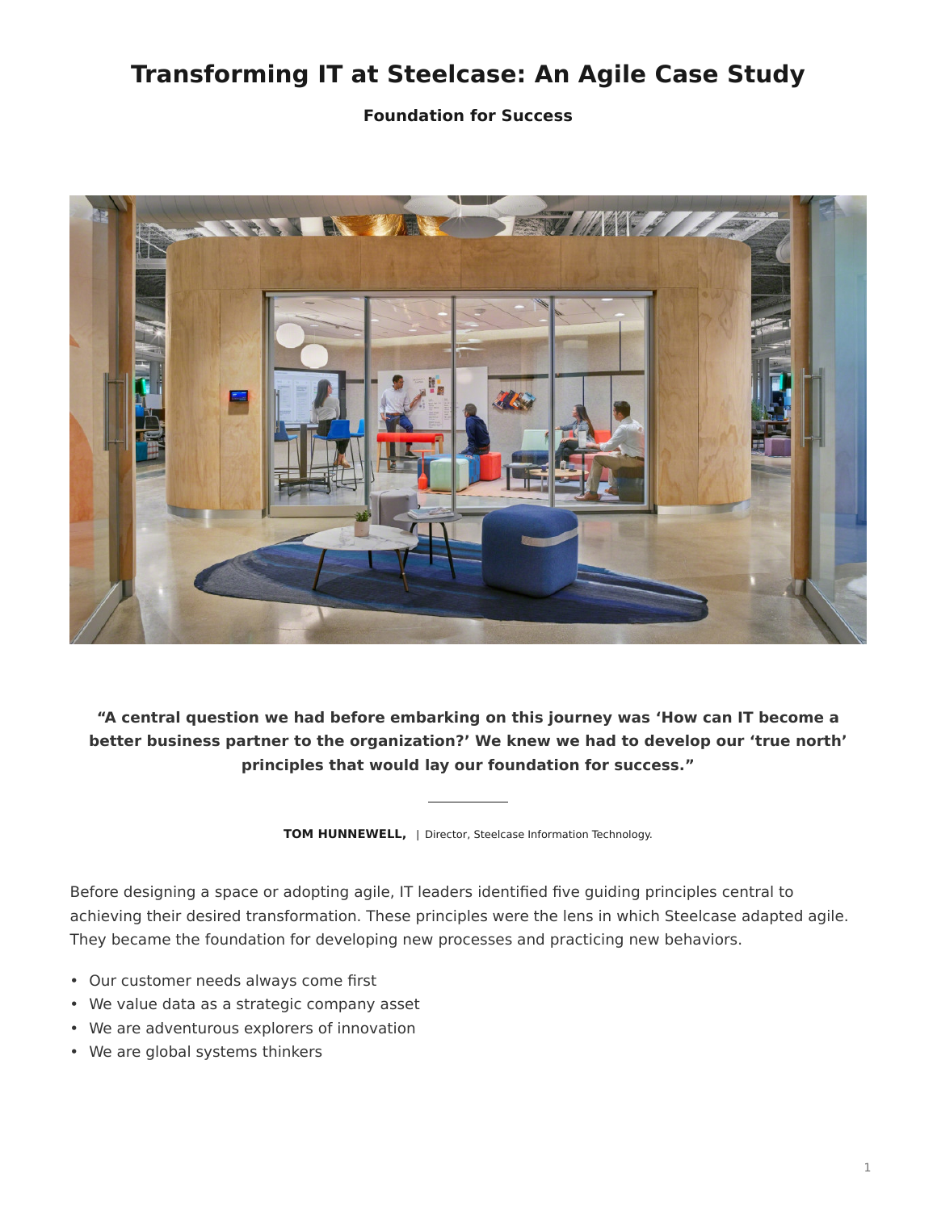# Transforming IT at Steelcase: An Agile Case Study

**Foundation for Success**

**"A central question we had before embarking on this journey was 'How can IT become a better business partner to the organization?' We knew we had to develop our 'true north' principles that would lay our foundation for success."**

**TOM HUNNEWELL,** | Director, Steelcase Information Technology.

Before designing a space or adopting agile, IT leaders identified five guiding principles central to achieving their desired transformation. These principles were the lens in which Steelcase adapted agile. They became the foundation for developing new processes and practicing new behaviors.

- Our customer needs always come first
- We value data as a strategic company asset
- We are adventurous explorers of innovation
- We are global systems thinkers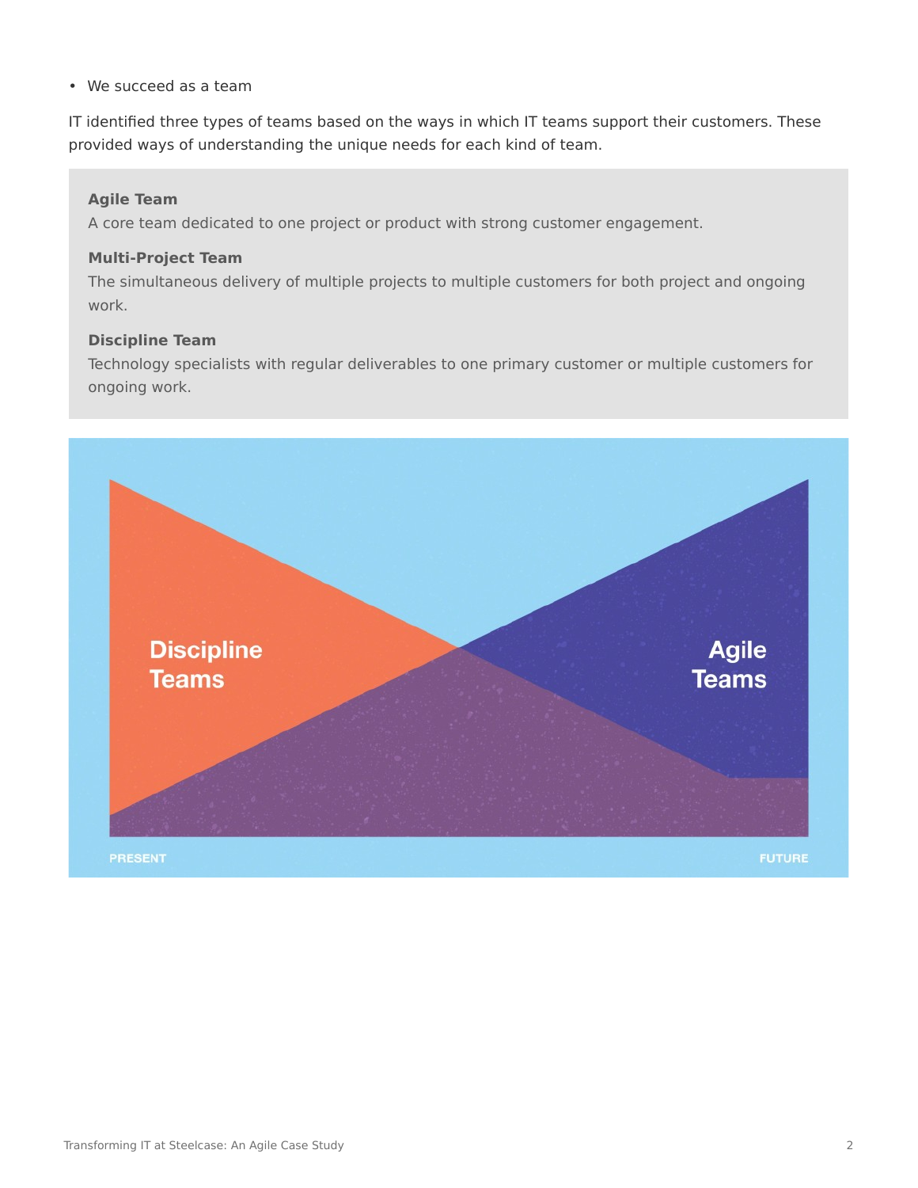- We succeed as a team

IT identified three types of teams based on the ways in which IT teams support their customers. These provided ways of understanding the unique needs for each kind of team.

**Agile Team**
A core team dedicated to one project or product with strong customer engagement.

**Multi-Project Team**
The simultaneous delivery of multiple projects to multiple customers for both project and ongoing work.

**Discipline Team**
Technology specialists with regular deliverables to one primary customer or multiple customers for ongoing work.

Discipline Teams

Agile Teams

PRESENT

FUTURE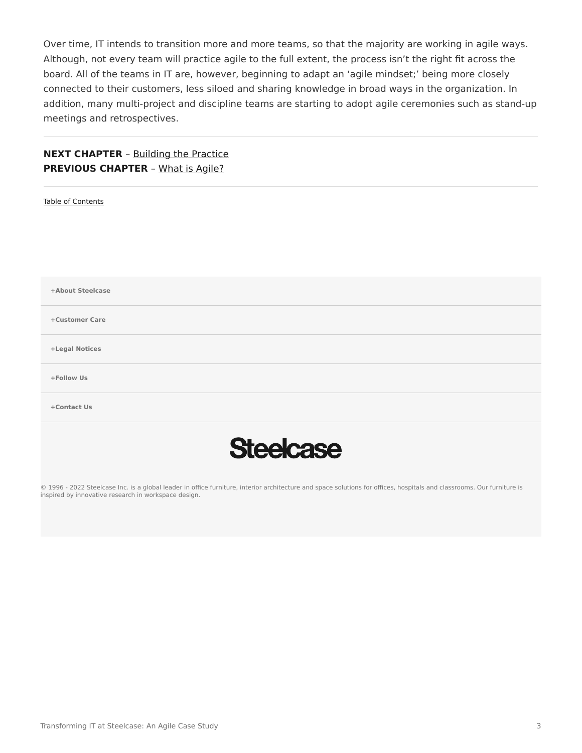Over time, IT intends to transition more and more teams, so that the majority are working in agile ways. Although, not every team will practice agile to the full extent, the process isn't the right fit across the board. All of the teams in IT are, however, beginning to adapt an 'agile mindset;' being more closely connected to their customers, less siloed and sharing knowledge in broad ways in the organization. In addition, many multi-project and discipline teams are starting to adopt agile ceremonies such as stand-up meetings and retrospectives.

---

**NEXT CHAPTER** – Building the Practice
**PREVIOUS CHAPTER** – What is Agile?

---

Table of Contents

+About Steelcase

+Customer Care

+Legal Notices

+Follow Us

+Contact Us

Steelcase

© 1996 - 2022 Steelcase Inc. is a global leader in office furniture, interior architecture and space solutions for offices, hospitals and classrooms. Our furniture is inspired by innovative research in workspace design.